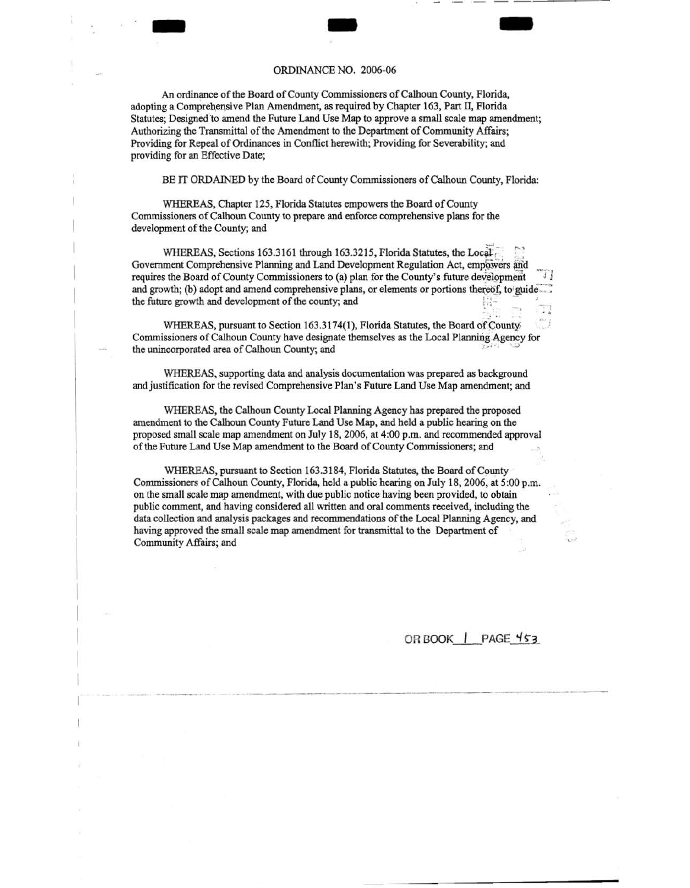# ORDINANCE NO. 2006-06

An ordinance of the Board of County Commissioners of Calhoun County, Florida, adopting a Comprehensive Plan Amendment, as required by Chapter 163, Part II, Florida Statutes; Designed to amend the Future Land Use Map to approve a small scale map amendment; Authorizing the Transmittal of the Amendment to the Department of Community Affairs; Providing for Repeal of Ordinances in Conflict herewith; Providing for Severability; and providing for an Effective Date;

BE IT ORDAINED by the Board of County Commissioners of Calhoun County, Florida:

WHEREAS, Chapter 125, Florida Statutes empowers the Board of County Commissioners of Calhoun County to prepare and enforce comprehensive plans for the development of the County; and

WHEREAS, Sections 163.3161 through 163.3215, Florida Statutes, the Local Government Comprehensive Planning and Land Development Regulation Act, empowers and requires the Board of County Commissioners to (a) plan for the County's future development and growth; (b) adopt and amend comprehensive plans, or elements or portions thereof, to guide the future growth and development of the county; and

WHEREAS, pursuant to Section 163.3174(1), Florida Statutes, the Board of County Commissioners of Calhoun County have designate themselves as the Local Planning Agency for the unincorporated area of Calhoun County; and

WHEREAS, supporting data and analysis documentation was prepared as background and justification for the revised Comprehensive Plan's Future Land Use Map amendment; and

WHEREAS, the Calhoun County Local Planning Agency has prepared the proposed amendment to the Calhoun County Future Land Use Map, and held a public hearing on the proposed small scale map amendment on July 18, 2006, at 4:00 p.m. and recommended approval of the Future Land Use Map amendment to the Board of County Commissioners; and

WHEREAS, pursuant to Section 163.3184, Florida Statutes, the Board of County Commissioners of Calhoun County, Florida, held a public hearing on July 18, 2006, at 5:00 p.m. on the small scale map amendment, with due public notice having been provided, to obtain public comment, and having considered all written and oral comments received, including the data collection and analysis packages and recommendations of the Local Planning Agency, and having approved the small scale map amendment for transmittal to the Department of Community Affairs; and

OR BOOK 1 PAGE 453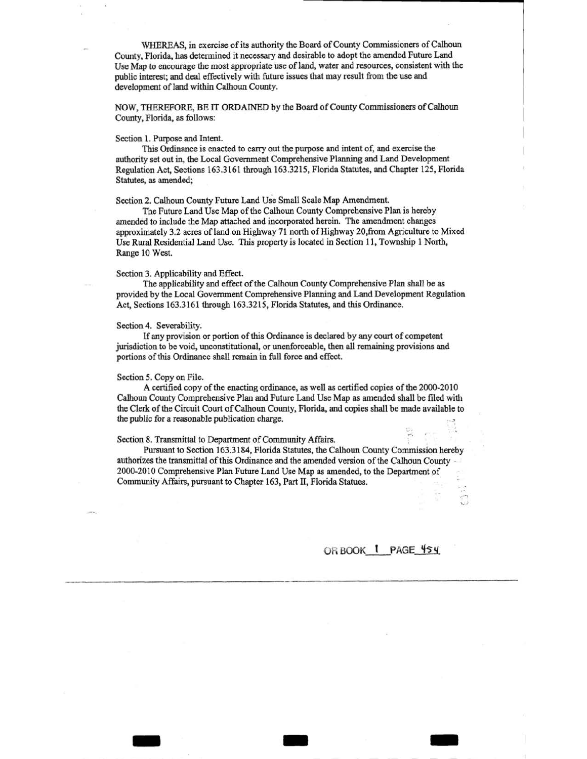WHEREAS, in exercise of its authority the Board of County Commissioners of Calhoun County, Florida, has determined it necessary and desirable to adopt the amended Future Land Use Map to encourage the most appropriate use of land, water and resources, consistent with the public interest; and deal effectively with future issues that may result from the use and development of land within Calhoun County.

NOW, THEREFORE, BE IT ORDAINED by the Board of County Commissioners of Calhoun County, Florida, as follows:

Section 1. Purpose and Intent.

This Ordinance is enacted to carry out the purpose and intent of, and exercise the authority set out in, the Local Government Comprehensive Planning and Land Development Regulation Act, Sections 163.3161 through 163.3215, Florida Statutes, and Chapter 125, Florida Statutes, as amended;

Section 2. Calhoun County Future Land Use Small Scale Map Amendment.

The Future Land Use Map of the Calhoun County Comprehensive Plan is hereby amended to include the Map attached and incorporated herein. The amendment changes approximately 3.2 acres of land on Highway 71 north of Highway 20,from Agriculture to Mixed Use Rural Residential Land Use. This property is located in Section 11, Township 1 North, Range 10 West.

Section 3. Applicability and Effect.

The applicability and effect of the Calhoun County Comprehensive Plan shall be as provided by the Local Government Comprehensive Planning and Land Development Regulation Act, Sections 163.3161 through 163.3215, Florida Statutes, and this Ordinance.

Section 4. Severability.

If any provision or portion of this Ordinance is declared by any court of competent jurisdiction to be void, unconstitutional, or unenforceable, then all remaining provisions and portions of this Ordinance shall remain in full force and effect.

Section 5. Copy on File.

A certified copy of the enacting ordinance, as well as certified copies of the 2000-2010 Calhoun County Comprehensive Plan and Future Land Use Map as amended shall be filed with the Clerk of the Circuit Court of Calhoun County, Florida, and copies shall be made available to the public for a reasonable publication charge.

Section 8. Transmittal to Department of Community Affairs.

Pursuant to Section 163.3184, Florida Statutes, the Calhoun County Commission hereby authorizes the transmittal of this Ordinance and the amended version of the Calhoun County 2000-2010 Comprehensive Plan Future Land Use Map as amended, to the Department of Community Affairs, pursuant to Chapter 163, Part II, Florida Statues.

OR BOOK 1 PAGE 454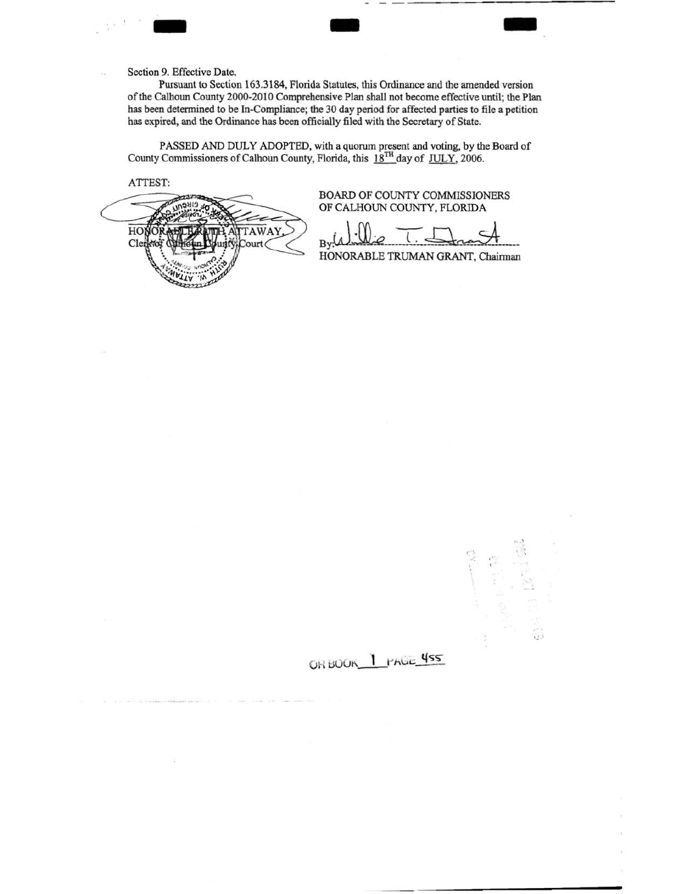Section 9. Effective Date.

Pursuant to Section 163.3184, Florida Statutes, this Ordinance and the amended version of the Calhoun County 2000-2010 Comprehensive Plan shall not become effective until; the Plan has been determined to be In-Compliance; the 30 day period for affected parties to file a petition has expired, and the Ordinance has been officially filed with the Secretary of State.

PASSED AND DULY ADOPTED, with a quorum present and voting, by the Board of County Commissioners of Calhoun County, Florida, this 18TH day of JULY, 2006.

ATTEST:

HONORABLE RUTH ATTAWAY,
Clerk of Calhoun County Court

BOARD OF COUNTY COMMISSIONERS
OF CALHOUN COUNTY, FLORIDA

By: ______________________
HONORABLE TRUMAN GRANT, Chairman

OR BOOK 1 PAGE 455